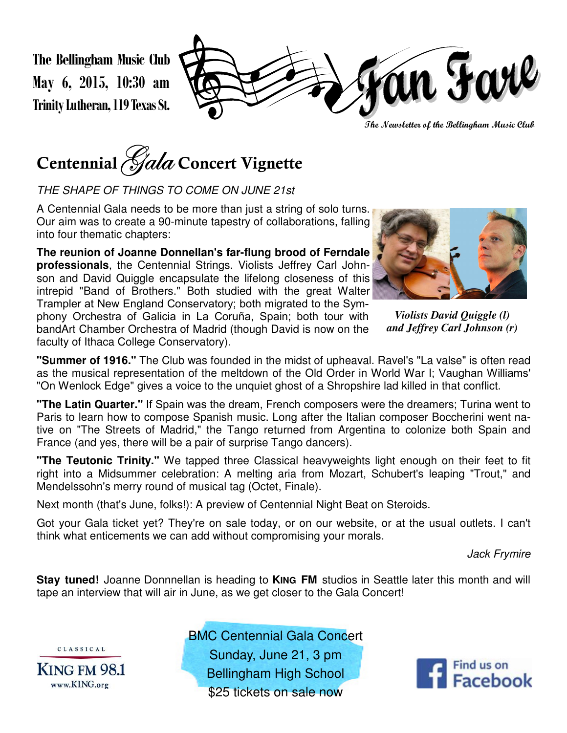The Bellingham Music Club
May 6, 2015, 10:30 am
Trinity Lutheran, 119 Texas St.

# Fan Fare

*The Newsletter of the Bellingham Music Club*

## Centennial *Gala* Concert Vignette

*THE SHAPE OF THINGS TO COME ON JUNE 21st*

A Centennial Gala needs to be more than just a string of solo turns. Our aim was to create a 90-minute tapestry of collaborations, falling into four thematic chapters:

**The reunion of Joanne Donnellan's far-flung brood of Ferndale professionals**, the Centennial Strings. Violists Jeffrey Carl Johnson and David Quiggle encapsulate the lifelong closeness of this intrepid "Band of Brothers." Both studied with the great Walter Trampler at New England Conservatory; both migrated to the Symphony Orchestra of Galicia in La Coruña, Spain; both tour with bandArt Chamber Orchestra of Madrid (though David is now on the faculty of Ithaca College Conservatory).

*Violists David Quiggle (l) and Jeffrey Carl Johnson (r)*

**"Summer of 1916."** The Club was founded in the midst of upheaval. Ravel's "La valse" is often read as the musical representation of the meltdown of the Old Order in World War I; Vaughan Williams' "On Wenlock Edge" gives a voice to the unquiet ghost of a Shropshire lad killed in that conflict.

**"The Latin Quarter."** If Spain was the dream, French composers were the dreamers; Turina went to Paris to learn how to compose Spanish music. Long after the Italian composer Boccherini went native on "The Streets of Madrid," the Tango returned from Argentina to colonize both Spain and France (and yes, there will be a pair of surprise Tango dancers).

**"The Teutonic Trinity."** We tapped three Classical heavyweights light enough on their feet to fit right into a Midsummer celebration: A melting aria from Mozart, Schubert's leaping "Trout," and Mendelssohn's merry round of musical tag (Octet, Finale).

Next month (that's June, folks!): A preview of Centennial Night Beat on Steroids.

Got your Gala ticket yet? They're on sale today, or on our website, or at the usual outlets. I can't think what enticements we can add without compromising your morals.

*Jack Frymire*

**Stay tuned!** Joanne Donnnellan is heading to **KING FM** studios in Seattle later this month and will tape an interview that will air in June, as we get closer to the Gala Concert!

CLASSICAL KING FM 98.1 www.KING.org

BMC Centennial Gala Concert
Sunday, June 21, 3 pm
Bellingham High School
$25 tickets on sale now

Find us on Facebook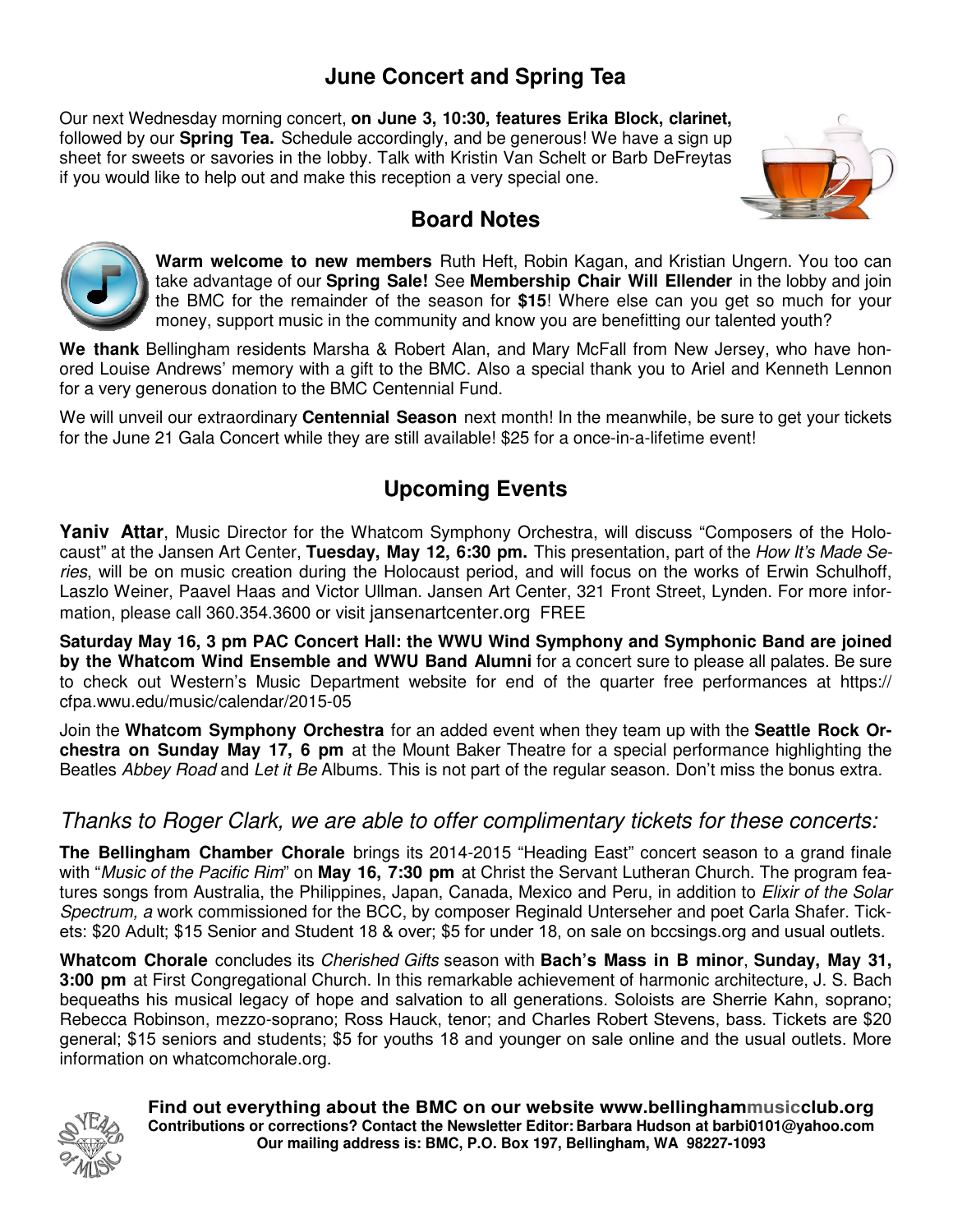## June Concert and Spring Tea

Our next Wednesday morning concert, **on June 3, 10:30, features Erika Block, clarinet,** followed by our **Spring Tea.** Schedule accordingly, and be generous! We have a sign up sheet for sweets or savories in the lobby. Talk with Kristin Van Schelt or Barb DeFreytas if you would like to help out and make this reception a very special one.

## Board Notes

**Warm welcome to new members** Ruth Heft, Robin Kagan, and Kristian Ungern. You too can take advantage of our **Spring Sale!** See **Membership Chair Will Ellender** in the lobby and join the BMC for the remainder of the season for **$15**! Where else can you get so much for your money, support music in the community and know you are benefitting our talented youth?

**We thank** Bellingham residents Marsha & Robert Alan, and Mary McFall from New Jersey, who have honored Louise Andrews' memory with a gift to the BMC. Also a special thank you to Ariel and Kenneth Lennon for a very generous donation to the BMC Centennial Fund.

We will unveil our extraordinary **Centennial Season** next month! In the meanwhile, be sure to get your tickets for the June 21 Gala Concert while they are still available! $25 for a once-in-a-lifetime event!

## Upcoming Events

**Yaniv Attar**, Music Director for the Whatcom Symphony Orchestra, will discuss "Composers of the Holocaust" at the Jansen Art Center, **Tuesday, May 12, 6:30 pm.** This presentation, part of the *How It's Made Series*, will be on music creation during the Holocaust period, and will focus on the works of Erwin Schulhoff, Laszlo Weiner, Paavel Haas and Victor Ullman. Jansen Art Center, 321 Front Street, Lynden. For more information, please call 360.354.3600 or visit jansenartcenter.org FREE

**Saturday May 16, 3 pm PAC Concert Hall: the WWU Wind Symphony and Symphonic Band are joined by the Whatcom Wind Ensemble and WWU Band Alumni** for a concert sure to please all palates. Be sure to check out Western's Music Department website for end of the quarter free performances at https://cfpa.wwu.edu/music/calendar/2015-05

Join the **Whatcom Symphony Orchestra** for an added event when they team up with the **Seattle Rock Orchestra on Sunday May 17, 6 pm** at the Mount Baker Theatre for a special performance highlighting the Beatles *Abbey Road* and *Let it Be* Albums. This is not part of the regular season. Don't miss the bonus extra.

### *Thanks to Roger Clark, we are able to offer complimentary tickets for these concerts:*

**The Bellingham Chamber Chorale** brings its 2014-2015 "Heading East" concert season to a grand finale with "*Music of the Pacific Rim*" on **May 16, 7:30 pm** at Christ the Servant Lutheran Church. The program features songs from Australia, the Philippines, Japan, Canada, Mexico and Peru, in addition to *Elixir of the Solar Spectrum, a* work commissioned for the BCC, by composer Reginald Unterseher and poet Carla Shafer. Tickets: $20 Adult; $15 Senior and Student 18 & over; $5 for under 18, on sale on bccsings.org and usual outlets.

**Whatcom Chorale** concludes its *Cherished Gifts* season with **Bach's Mass in B minor**, **Sunday, May 31, 3:00 pm** at First Congregational Church. In this remarkable achievement of harmonic architecture, J. S. Bach bequeaths his musical legacy of hope and salvation to all generations. Soloists are Sherrie Kahn, soprano; Rebecca Robinson, mezzo-soprano; Ross Hauck, tenor; and Charles Robert Stevens, bass. Tickets are $20 general; $15 seniors and students; $5 for youths 18 and younger on sale online and the usual outlets. More information on whatcomchorale.org.

**Find out everything about the BMC on our website www.bellinghammusicclub.org**
**Contributions or corrections? Contact the Newsletter Editor: Barbara Hudson at barbi0101@yahoo.com**
**Our mailing address is: BMC, P.O. Box 197, Bellingham, WA 98227-1093**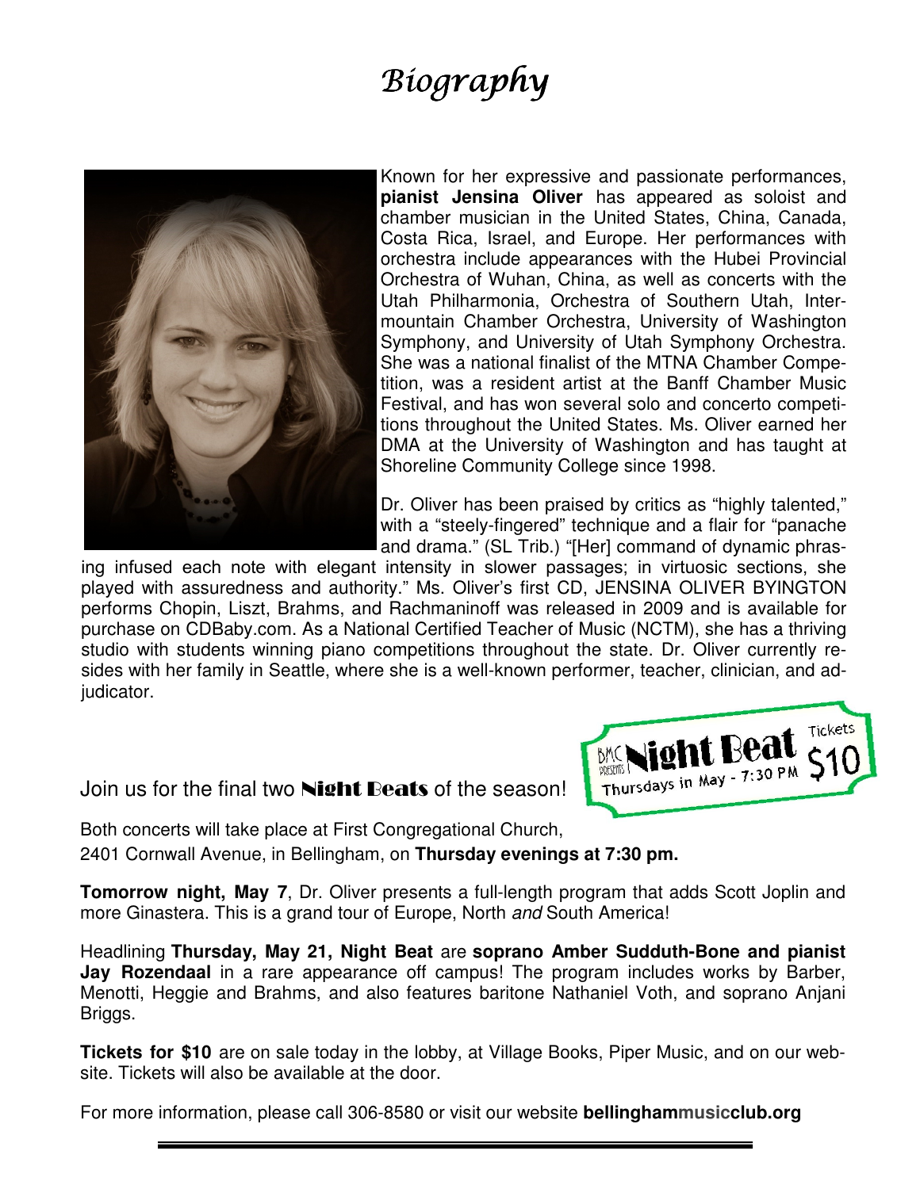# *Biography*

Known for her expressive and passionate performances, **pianist Jensina Oliver** has appeared as soloist and chamber musician in the United States, China, Canada, Costa Rica, Israel, and Europe. Her performances with orchestra include appearances with the Hubei Provincial Orchestra of Wuhan, China, as well as concerts with the Utah Philharmonia, Orchestra of Southern Utah, Intermountain Chamber Orchestra, University of Washington Symphony, and University of Utah Symphony Orchestra. She was a national finalist of the MTNA Chamber Competition, was a resident artist at the Banff Chamber Music Festival, and has won several solo and concerto competitions throughout the United States. Ms. Oliver earned her DMA at the University of Washington and has taught at Shoreline Community College since 1998.

Dr. Oliver has been praised by critics as "highly talented," with a "steely-fingered" technique and a flair for "panache and drama." (SL Trib.) "[Her] command of dynamic phrasing infused each note with elegant intensity in slower passages; in virtuosic sections, she played with assuredness and authority." Ms. Oliver's first CD, JENSINA OLIVER BYINGTON performs Chopin, Liszt, Brahms, and Rachmaninoff was released in 2009 and is available for purchase on CDBaby.com. As a National Certified Teacher of Music (NCTM), she has a thriving studio with students winning piano competitions throughout the state. Dr. Oliver currently resides with her family in Seattle, where she is a well-known performer, teacher, clinician, and adjudicator.

BMC presents Night Beat — Thursdays in May - 7:30 PM — Tickets $10

Join us for the final two **Night Beats** of the season!

Both concerts will take place at First Congregational Church, 2401 Cornwall Avenue, in Bellingham, on **Thursday evenings at 7:30 pm.**

**Tomorrow night, May 7**, Dr. Oliver presents a full-length program that adds Scott Joplin and more Ginastera. This is a grand tour of Europe, North *and* South America!

Headlining **Thursday, May 21, Night Beat** are **soprano Amber Sudduth-Bone and pianist Jay Rozendaal** in a rare appearance off campus! The program includes works by Barber, Menotti, Heggie and Brahms, and also features baritone Nathaniel Voth, and soprano Anjani Briggs.

**Tickets for $10** are on sale today in the lobby, at Village Books, Piper Music, and on our website. Tickets will also be available at the door.

For more information, please call 306-8580 or visit our website **bellinghammusicclub.org**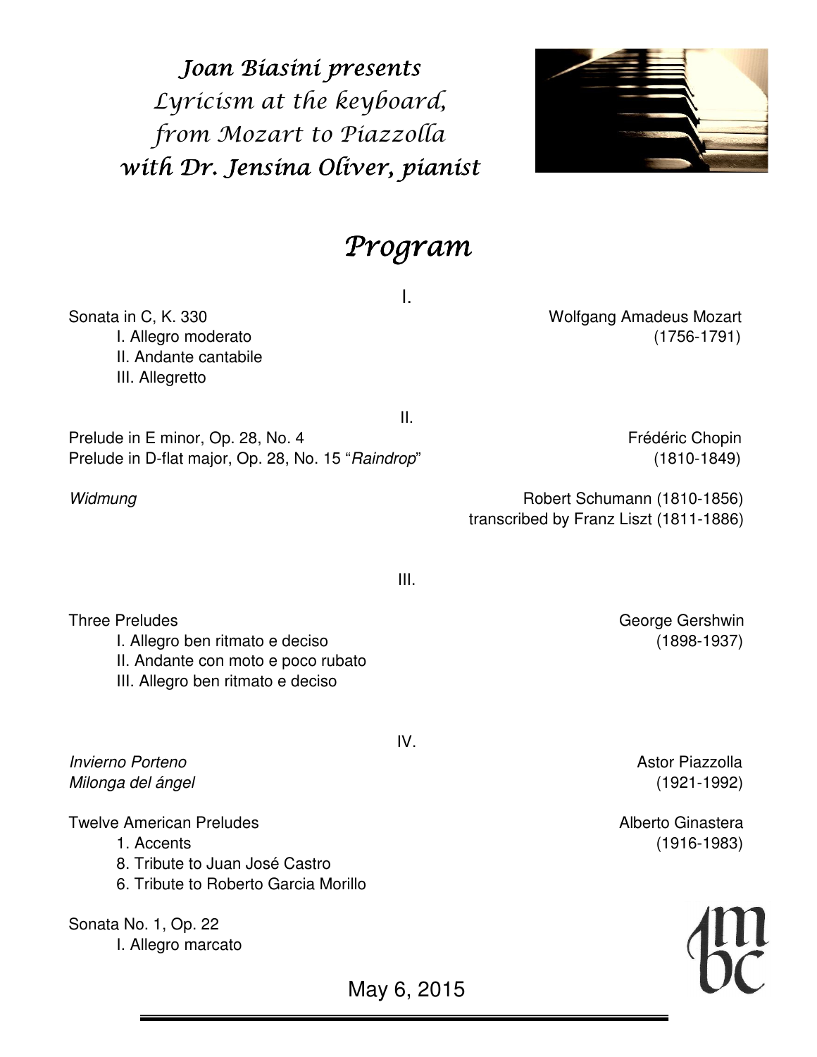*Joan Biasini presents*
*Lyricism at the keyboard,*
*from Mozart to Piazzolla*
***with Dr. Jensina Oliver, pianist***

# *Program*

I.

Sonata in C, K. 330 — Wolfgang Amadeus Mozart (1756-1791)

- I. Allegro moderato
- II. Andante cantabile
- III. Allegretto

II.

Prelude in E minor, Op. 28, No. 4 — Frédéric Chopin (1810-1849)

Prelude in D-flat major, Op. 28, No. 15 "*Raindrop*"

*Widmung* — Robert Schumann (1810-1856)
transcribed by Franz Liszt (1811-1886)

III.

Three Preludes — George Gershwin (1898-1937)

- I. Allegro ben ritmato e deciso
- II. Andante con moto e poco rubato
- III. Allegro ben ritmato e deciso

IV.

*Invierno Porteno* — Astor Piazzolla (1921-1992)

*Milonga del ángel*

Twelve American Preludes — Alberto Ginastera (1916-1983)

- 1. Accents
- 8. Tribute to Juan José Castro
- 6. Tribute to Roberto Garcia Morillo

Sonata No. 1, Op. 22

- I. Allegro marcato

May 6, 2015